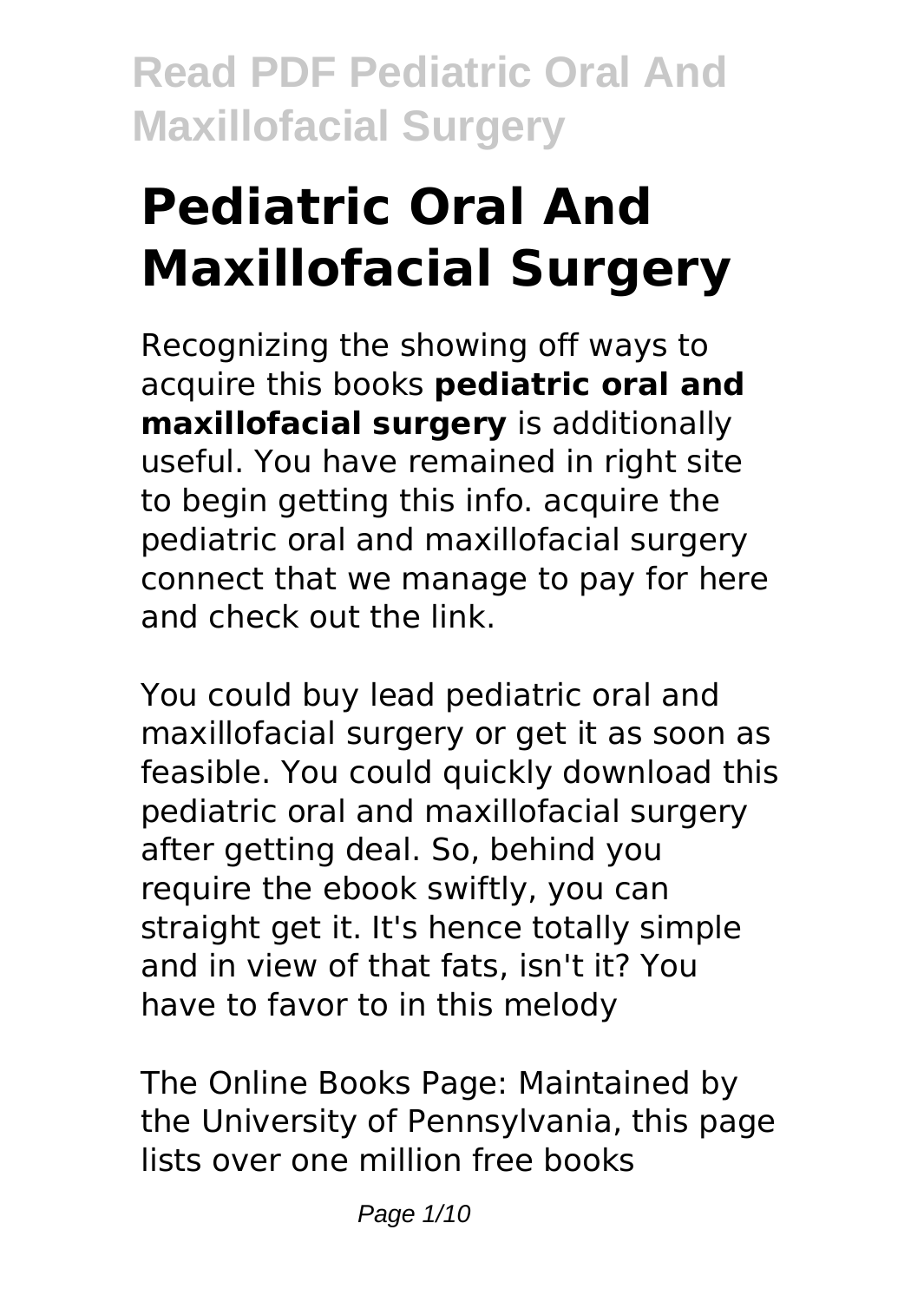# Pediatric Oral And Maxillofacial Surgery

Recognizing the showing off ways to acquire this books **pediatric oral and maxillofacial surgery** is additionally useful. You have remained in right site to begin getting this info. acquire the pediatric oral and maxillofacial surgery connect that we manage to pay for here and check out the link.

You could buy lead pediatric oral and maxillofacial surgery or get it as soon as feasible. You could quickly download this pediatric oral and maxillofacial surgery after getting deal. So, behind you require the ebook swiftly, you can straight get it. It's hence totally simple and in view of that fats, isn't it? You have to favor to in this melody

The Online Books Page: Maintained by the University of Pennsylvania, this page lists over one million free books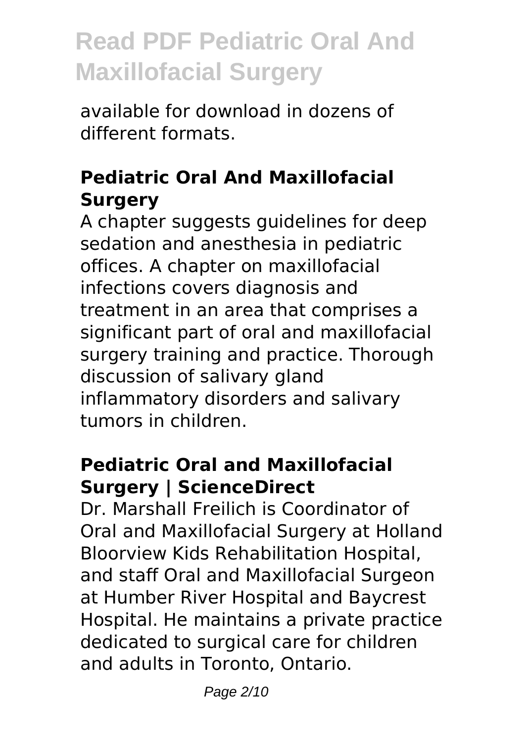available for download in dozens of different formats.

## Pediatric Oral And Maxillofacial Surgery

A chapter suggests guidelines for deep sedation and anesthesia in pediatric offices. A chapter on maxillofacial infections covers diagnosis and treatment in an area that comprises a significant part of oral and maxillofacial surgery training and practice. Thorough discussion of salivary gland inflammatory disorders and salivary tumors in children.

## Pediatric Oral and Maxillofacial Surgery | ScienceDirect

Dr. Marshall Freilich is Coordinator of Oral and Maxillofacial Surgery at Holland Bloorview Kids Rehabilitation Hospital, and staff Oral and Maxillofacial Surgeon at Humber River Hospital and Baycrest Hospital. He maintains a private practice dedicated to surgical care for children and adults in Toronto, Ontario.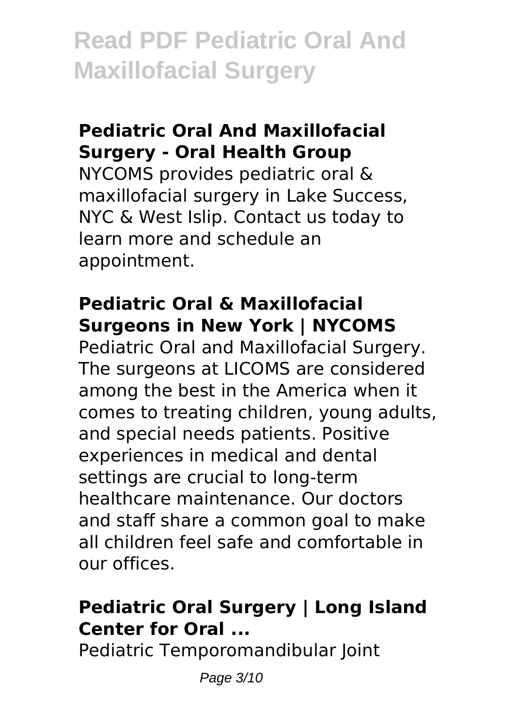### Pediatric Oral And Maxillofacial Surgery - Oral Health Group

NYCOMS provides pediatric oral & maxillofacial surgery in Lake Success, NYC & West Islip. Contact us today to learn more and schedule an appointment.

### Pediatric Oral & Maxillofacial Surgeons in New York | NYCOMS

Pediatric Oral and Maxillofacial Surgery. The surgeons at LICOMS are considered among the best in the America when it comes to treating children, young adults, and special needs patients. Positive experiences in medical and dental settings are crucial to long-term healthcare maintenance. Our doctors and staff share a common goal to make all children feel safe and comfortable in our offices.

### Pediatric Oral Surgery | Long Island Center for Oral ...

Pediatric Temporomandibular Joint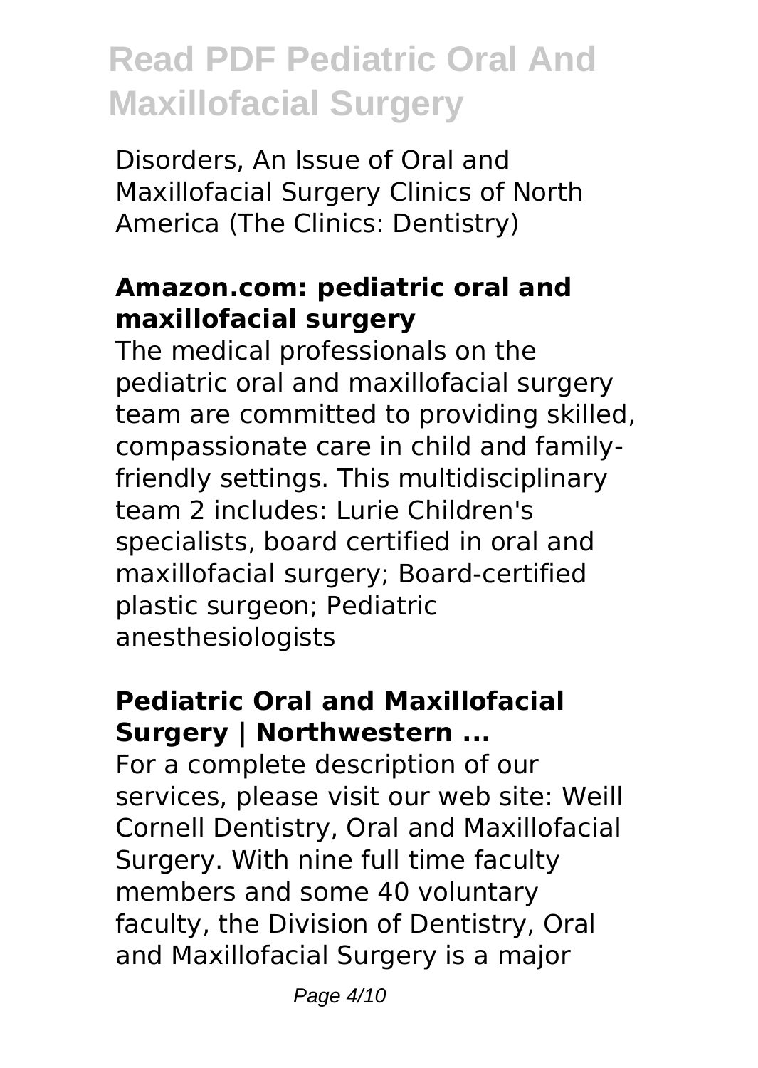Disorders, An Issue of Oral and Maxillofacial Surgery Clinics of North America (The Clinics: Dentistry)

### Amazon.com: pediatric oral and maxillofacial surgery

The medical professionals on the pediatric oral and maxillofacial surgery team are committed to providing skilled, compassionate care in child and family-friendly settings. This multidisciplinary team 2 includes: Lurie Children's specialists, board certified in oral and maxillofacial surgery; Board-certified plastic surgeon; Pediatric anesthesiologists

### Pediatric Oral and Maxillofacial Surgery | Northwestern ...

For a complete description of our services, please visit our web site: Weill Cornell Dentistry, Oral and Maxillofacial Surgery. With nine full time faculty members and some 40 voluntary faculty, the Division of Dentistry, Oral and Maxillofacial Surgery is a major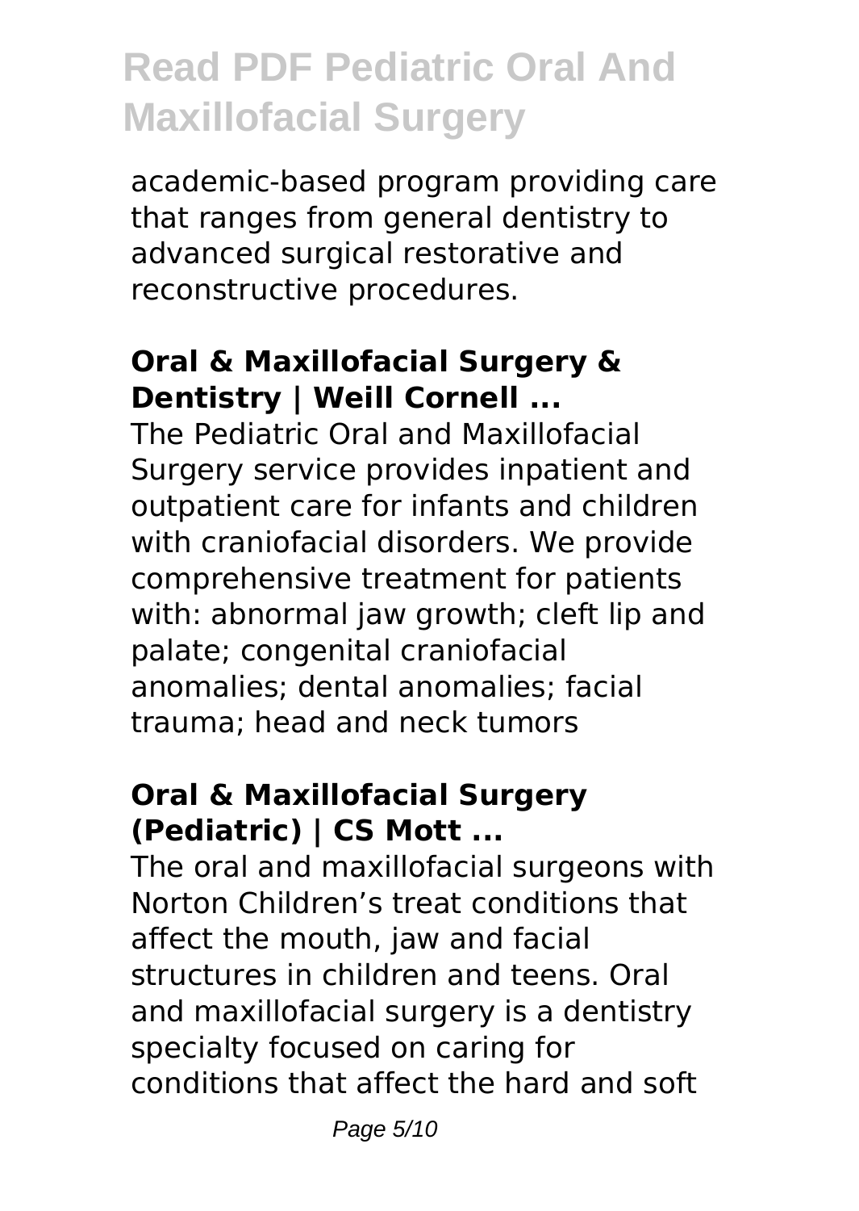academic-based program providing care that ranges from general dentistry to advanced surgical restorative and reconstructive procedures.

### Oral & Maxillofacial Surgery & Dentistry | Weill Cornell ...

The Pediatric Oral and Maxillofacial Surgery service provides inpatient and outpatient care for infants and children with craniofacial disorders. We provide comprehensive treatment for patients with: abnormal jaw growth; cleft lip and palate; congenital craniofacial anomalies; dental anomalies; facial trauma; head and neck tumors

### Oral & Maxillofacial Surgery (Pediatric) | CS Mott ...

The oral and maxillofacial surgeons with Norton Children's treat conditions that affect the mouth, jaw and facial structures in children and teens. Oral and maxillofacial surgery is a dentistry specialty focused on caring for conditions that affect the hard and soft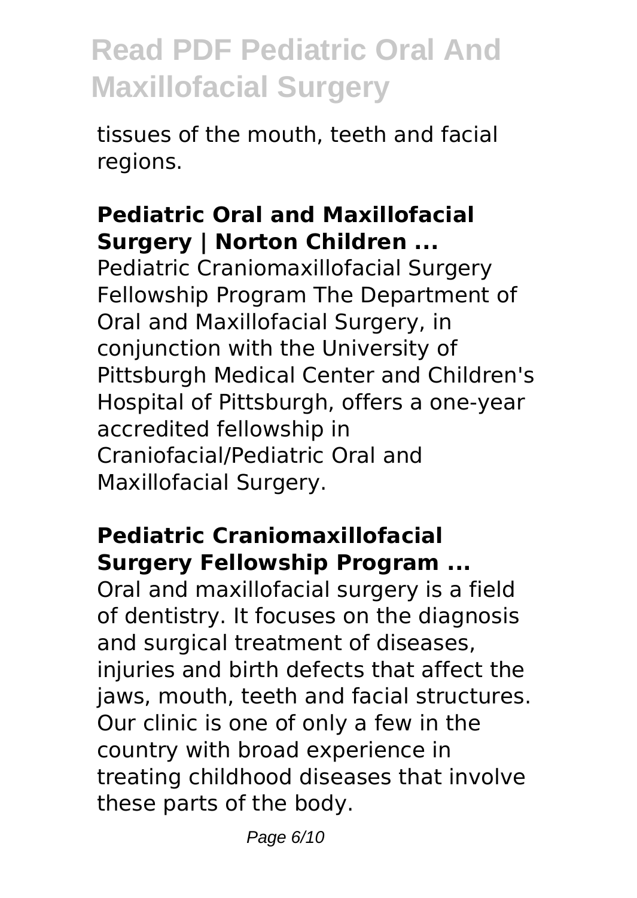tissues of the mouth, teeth and facial regions.

### Pediatric Oral and Maxillofacial Surgery | Norton Children ...

Pediatric Craniomaxillofacial Surgery Fellowship Program The Department of Oral and Maxillofacial Surgery, in conjunction with the University of Pittsburgh Medical Center and Children's Hospital of Pittsburgh, offers a one-year accredited fellowship in Craniofacial/Pediatric Oral and Maxillofacial Surgery.

### Pediatric Craniomaxillofacial Surgery Fellowship Program ...

Oral and maxillofacial surgery is a field of dentistry. It focuses on the diagnosis and surgical treatment of diseases, injuries and birth defects that affect the jaws, mouth, teeth and facial structures. Our clinic is one of only a few in the country with broad experience in treating childhood diseases that involve these parts of the body.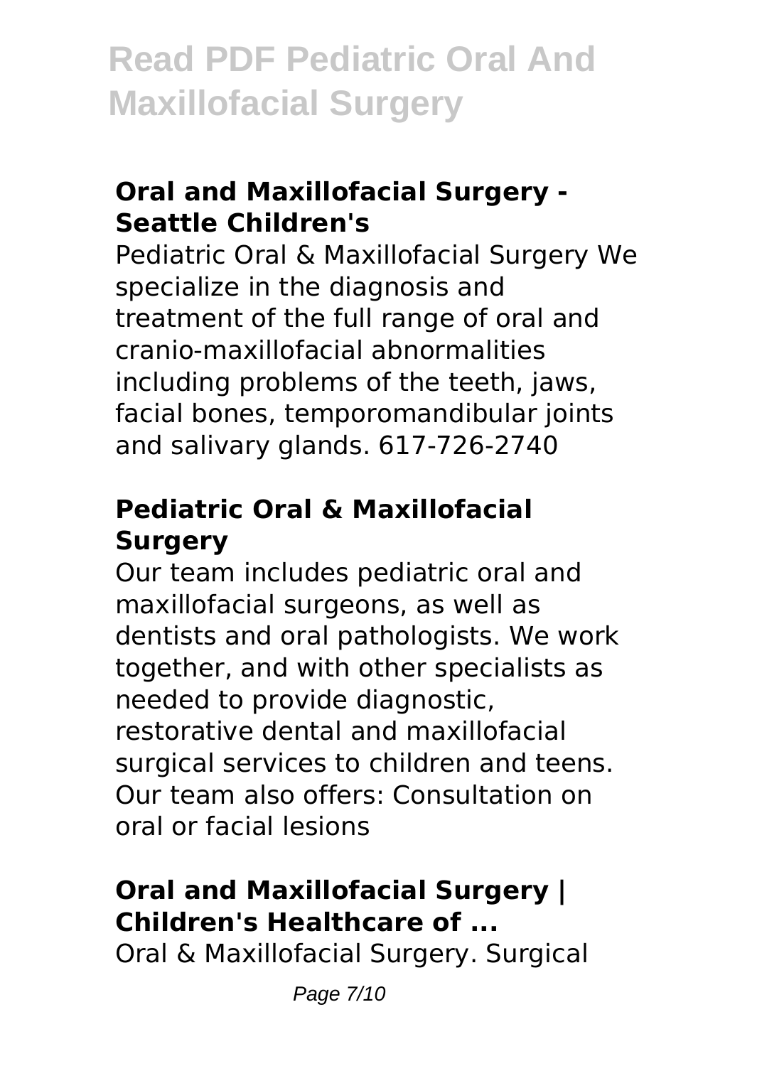## Oral and Maxillofacial Surgery - Seattle Children's

Pediatric Oral & Maxillofacial Surgery We specialize in the diagnosis and treatment of the full range of oral and cranio-maxillofacial abnormalities including problems of the teeth, jaws, facial bones, temporomandibular joints and salivary glands. 617-726-2740

## Pediatric Oral & Maxillofacial Surgery

Our team includes pediatric oral and maxillofacial surgeons, as well as dentists and oral pathologists. We work together, and with other specialists as needed to provide diagnostic, restorative dental and maxillofacial surgical services to children and teens. Our team also offers: Consultation on oral or facial lesions

## Oral and Maxillofacial Surgery | Children's Healthcare of ...

Oral & Maxillofacial Surgery. Surgical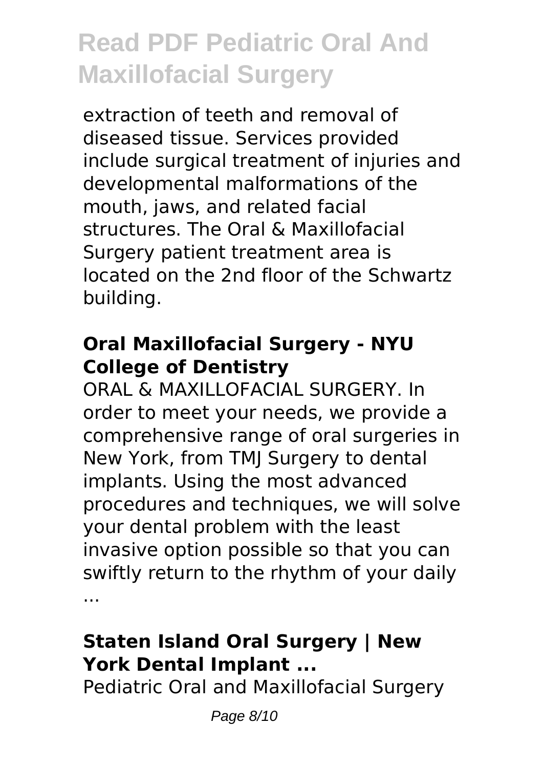extraction of teeth and removal of diseased tissue. Services provided include surgical treatment of injuries and developmental malformations of the mouth, jaws, and related facial structures. The Oral & Maxillofacial Surgery patient treatment area is located on the 2nd floor of the Schwartz building.

### Oral Maxillofacial Surgery - NYU College of Dentistry

ORAL & MAXILLOFACIAL SURGERY. In order to meet your needs, we provide a comprehensive range of oral surgeries in New York, from TMJ Surgery to dental implants. Using the most advanced procedures and techniques, we will solve your dental problem with the least invasive option possible so that you can swiftly return to the rhythm of your daily ...

### Staten Island Oral Surgery | New York Dental Implant ...

Pediatric Oral and Maxillofacial Surgery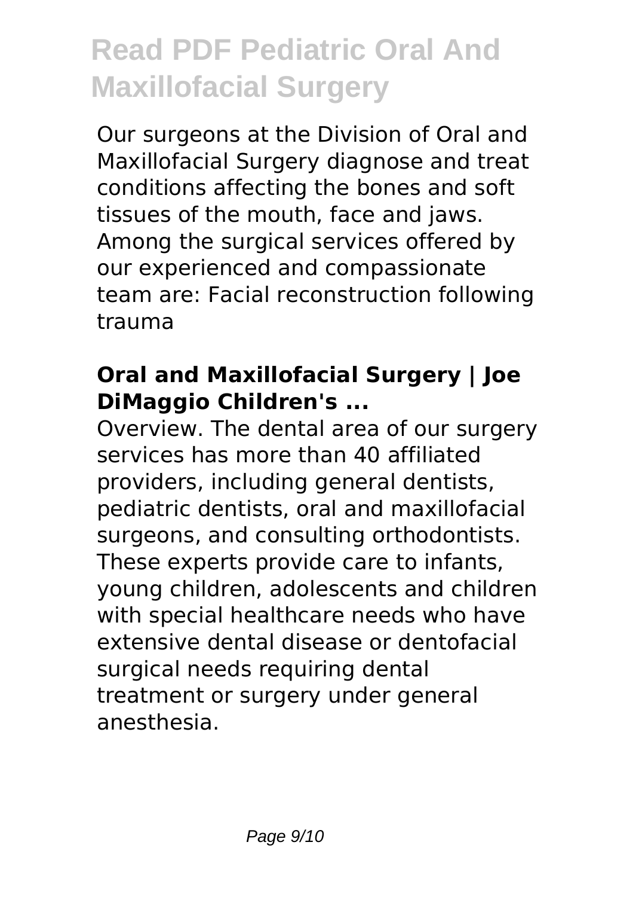Our surgeons at the Division of Oral and Maxillofacial Surgery diagnose and treat conditions affecting the bones and soft tissues of the mouth, face and jaws. Among the surgical services offered by our experienced and compassionate team are: Facial reconstruction following trauma

### Oral and Maxillofacial Surgery | Joe DiMaggio Children's ...

Overview. The dental area of our surgery services has more than 40 affiliated providers, including general dentists, pediatric dentists, oral and maxillofacial surgeons, and consulting orthodontists. These experts provide care to infants, young children, adolescents and children with special healthcare needs who have extensive dental disease or dentofacial surgical needs requiring dental treatment or surgery under general anesthesia.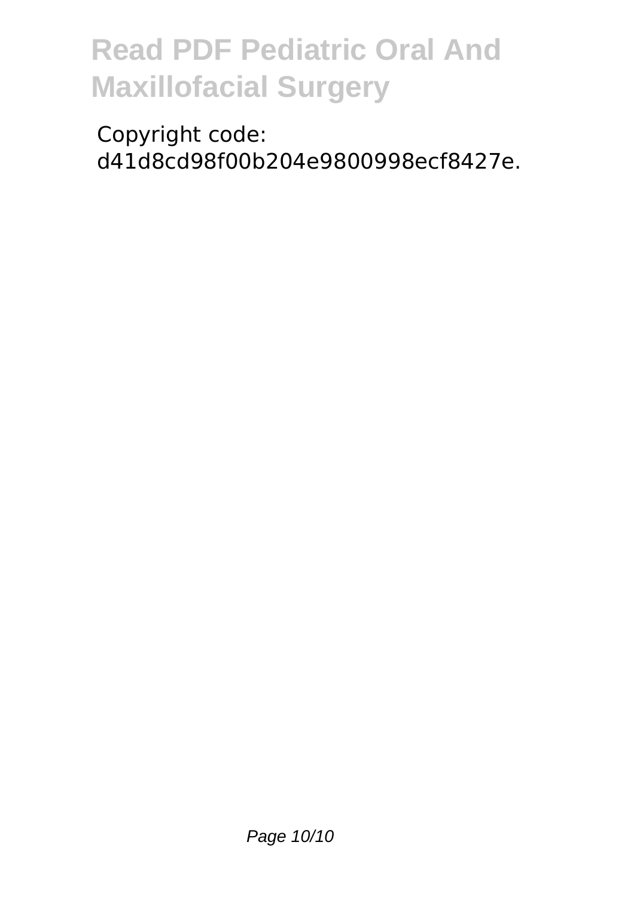Copyright code: d41d8cd98f00b204e9800998ecf8427e.